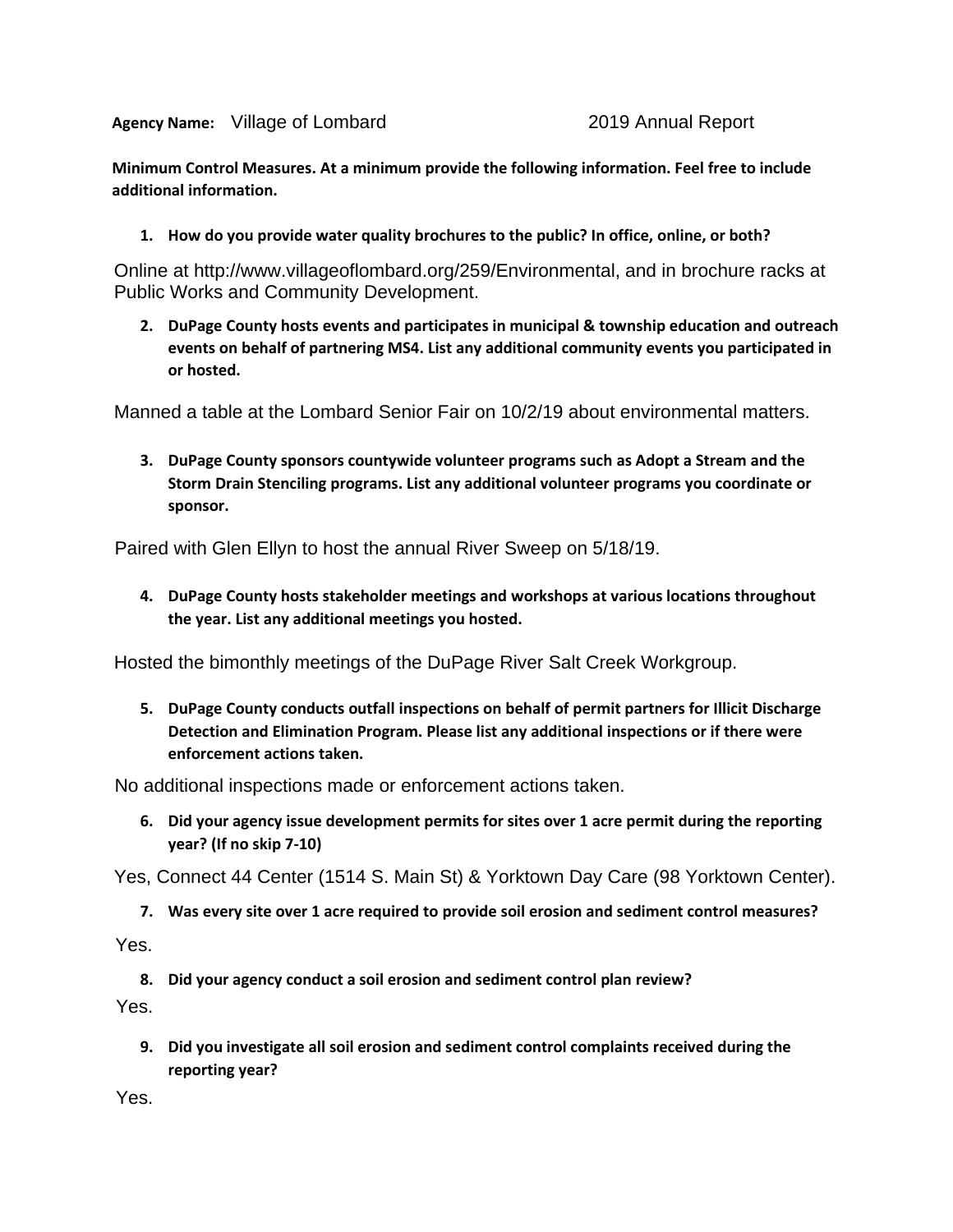**Agency Name:** Village of Lombard 2019 Annual Report

**Minimum Control Measures. At a minimum provide the following information. Feel free to include additional information.**

1. **How do you provide water quality brochures to the public? In office, online, or both?**

Online at http://www.villageoflombard.org/259/Environmental, and in brochure racks at Public Works and Community Development.

2. **DuPage County hosts events and participates in municipal & township education and outreach events on behalf of partnering MS4. List any additional community events you participated in or hosted.**

Manned a table at the Lombard Senior Fair on 10/2/19 about environmental matters.

3. **DuPage County sponsors countywide volunteer programs such as Adopt a Stream and the Storm Drain Stenciling programs. List any additional volunteer programs you coordinate or sponsor.**

Paired with Glen Ellyn to host the annual River Sweep on 5/18/19.

4. **DuPage County hosts stakeholder meetings and workshops at various locations throughout the year. List any additional meetings you hosted.**

Hosted the bimonthly meetings of the DuPage River Salt Creek Workgroup.

5. **DuPage County conducts outfall inspections on behalf of permit partners for Illicit Discharge Detection and Elimination Program. Please list any additional inspections or if there were enforcement actions taken.**

No additional inspections made or enforcement actions taken.

6. **Did your agency issue development permits for sites over 1 acre permit during the reporting year? (If no skip 7-10)**

Yes, Connect 44 Center (1514 S. Main St) & Yorktown Day Care (98 Yorktown Center).

7. **Was every site over 1 acre required to provide soil erosion and sediment control measures?**

Yes.

8. **Did your agency conduct a soil erosion and sediment control plan review?**

Yes.

9. **Did you investigate all soil erosion and sediment control complaints received during the reporting year?**

Yes.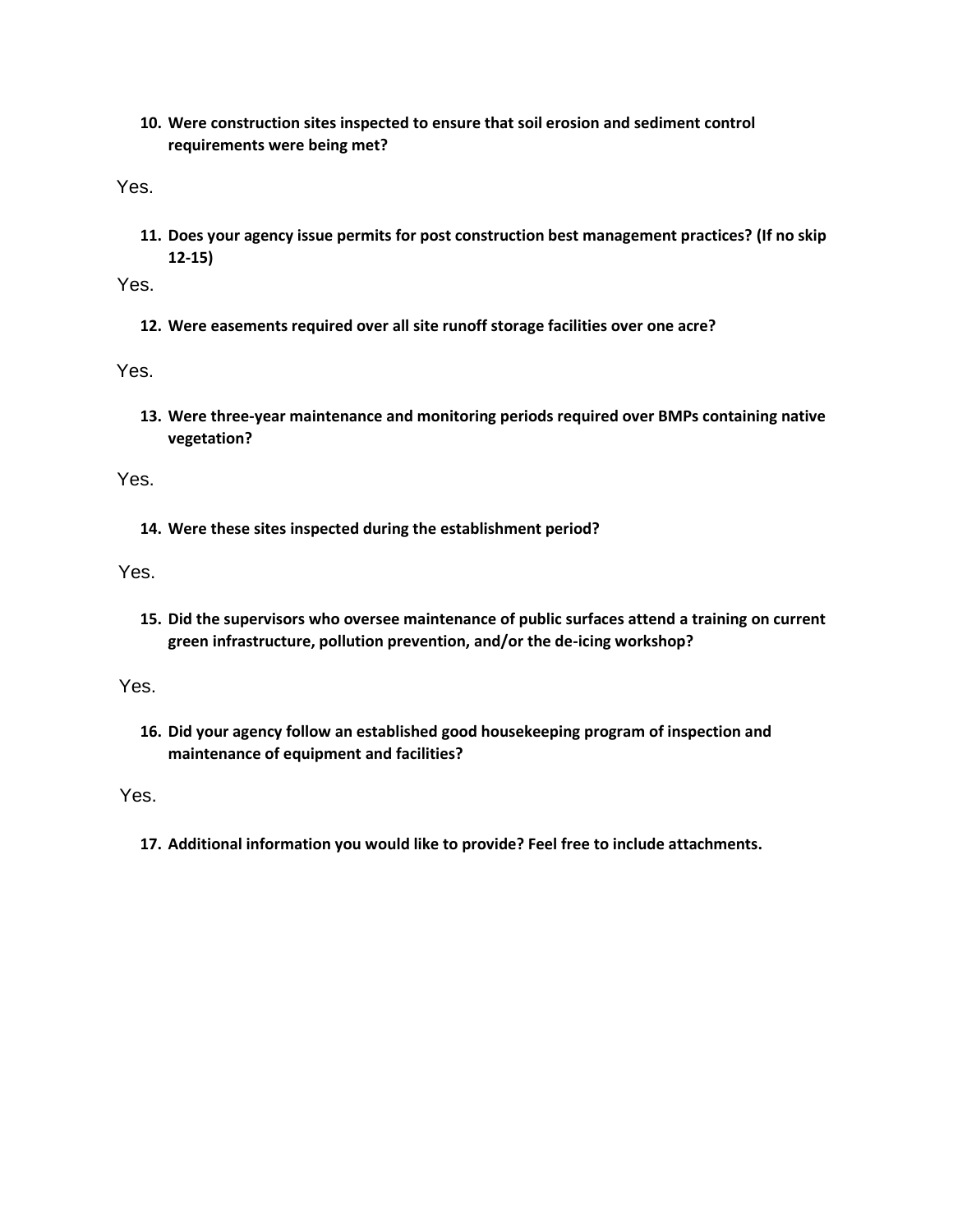10. **Were construction sites inspected to ensure that soil erosion and sediment control requirements were being met?**

Yes.

11. **Does your agency issue permits for post construction best management practices? (If no skip 12-15)**

Yes.

12. **Were easements required over all site runoff storage facilities over one acre?**

Yes.

13. **Were three-year maintenance and monitoring periods required over BMPs containing native vegetation?**

Yes.

14. **Were these sites inspected during the establishment period?**

Yes.

15. **Did the supervisors who oversee maintenance of public surfaces attend a training on current green infrastructure, pollution prevention, and/or the de-icing workshop?**

Yes.

16. **Did your agency follow an established good housekeeping program of inspection and maintenance of equipment and facilities?**

Yes.

17. **Additional information you would like to provide? Feel free to include attachments.**